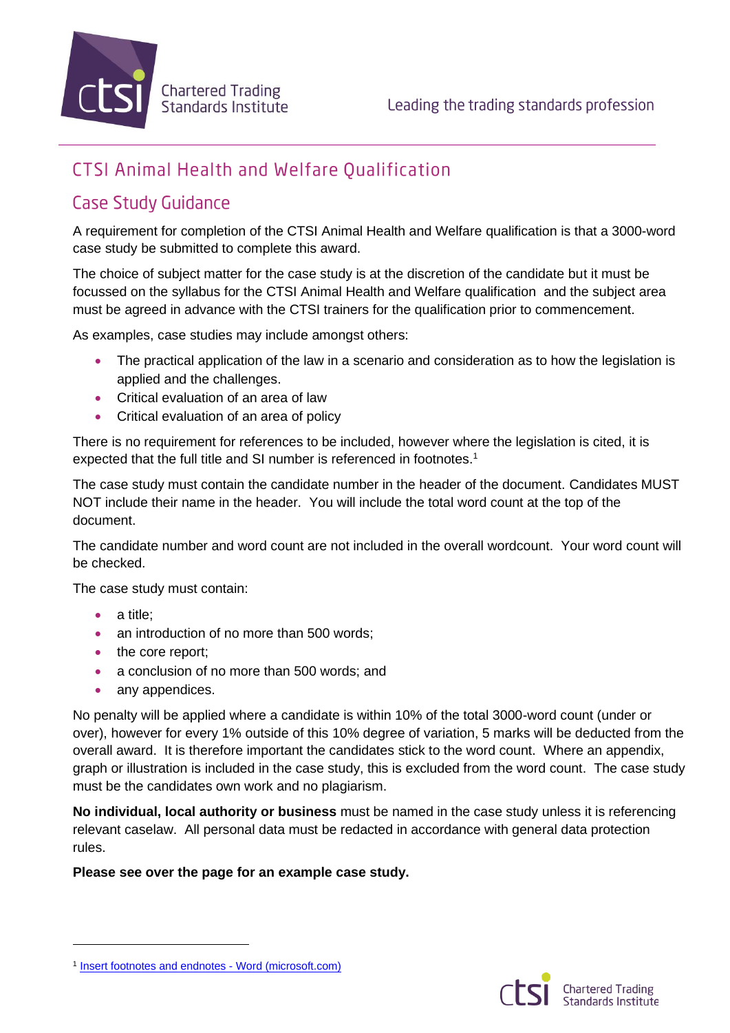# CTSI Animal Health and Welfare Qualification

## Case Study Guidance

A requirement for completion of the CTSI Animal Health and Welfare qualification is that a 3000-word case study be submitted to complete this award.

The choice of subject matter for the case study is at the discretion of the candidate but it must be focussed on the syllabus for the CTSI Animal Health and Welfare qualification and the subject area must be agreed in advance with the CTSI trainers for the qualification prior to commencement.

As examples, case studies may include amongst others:

- The practical application of the law in a scenario and consideration as to how the legislation is applied and the challenges.
- Critical evaluation of an area of law
- Critical evaluation of an area of policy

There is no requirement for references to be included, however where the legislation is cited, it is expected that the full title and SI number is referenced in footnotes.[1]

The case study must contain the candidate number in the header of the document. Candidates MUST NOT include their name in the header. You will include the total word count at the top of the document.

The candidate number and word count are not included in the overall wordcount. Your word count will be checked.

The case study must contain:

- a title;
- an introduction of no more than 500 words;
- the core report;
- a conclusion of no more than 500 words; and
- any appendices.

No penalty will be applied where a candidate is within 10% of the total 3000-word count (under or over), however for every 1% outside of this 10% degree of variation, 5 marks will be deducted from the overall award. It is therefore important the candidates stick to the word count. Where an appendix, graph or illustration is included in the case study, this is excluded from the word count. The case study must be the candidates own work and no plagiarism.

**No individual, local authority or business** must be named in the case study unless it is referencing relevant caselaw. All personal data must be redacted in accordance with general data protection rules.

**Please see over the page for an example case study.**

---

[1] Insert footnotes and endnotes - Word (microsoft.com)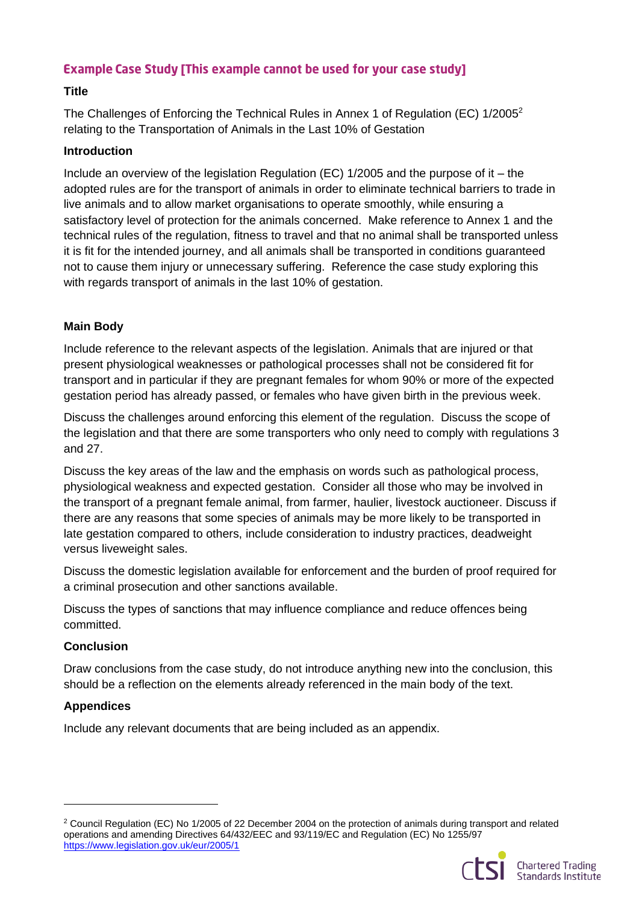## Example Case Study [This example cannot be used for your case study]

**Title**

The Challenges of Enforcing the Technical Rules in Annex 1 of Regulation (EC) 1/2005[2] relating to the Transportation of Animals in the Last 10% of Gestation

**Introduction**

Include an overview of the legislation Regulation (EC) 1/2005 and the purpose of it – the adopted rules are for the transport of animals in order to eliminate technical barriers to trade in live animals and to allow market organisations to operate smoothly, while ensuring a satisfactory level of protection for the animals concerned. Make reference to Annex 1 and the technical rules of the regulation, fitness to travel and that no animal shall be transported unless it is fit for the intended journey, and all animals shall be transported in conditions guaranteed not to cause them injury or unnecessary suffering. Reference the case study exploring this with regards transport of animals in the last 10% of gestation.

**Main Body**

Include reference to the relevant aspects of the legislation. Animals that are injured or that present physiological weaknesses or pathological processes shall not be considered fit for transport and in particular if they are pregnant females for whom 90% or more of the expected gestation period has already passed, or females who have given birth in the previous week.

Discuss the challenges around enforcing this element of the regulation. Discuss the scope of the legislation and that there are some transporters who only need to comply with regulations 3 and 27.

Discuss the key areas of the law and the emphasis on words such as pathological process, physiological weakness and expected gestation. Consider all those who may be involved in the transport of a pregnant female animal, from farmer, haulier, livestock auctioneer. Discuss if there are any reasons that some species of animals may be more likely to be transported in late gestation compared to others, include consideration to industry practices, deadweight versus liveweight sales.

Discuss the domestic legislation available for enforcement and the burden of proof required for a criminal prosecution and other sanctions available.

Discuss the types of sanctions that may influence compliance and reduce offences being committed.

**Conclusion**

Draw conclusions from the case study, do not introduce anything new into the conclusion, this should be a reflection on the elements already referenced in the main body of the text.

**Appendices**

Include any relevant documents that are being included as an appendix.

---

[2] Council Regulation (EC) No 1/2005 of 22 December 2004 on the protection of animals during transport and related operations and amending Directives 64/432/EEC and 93/119/EC and Regulation (EC) No 1255/97 https://www.legislation.gov.uk/eur/2005/1